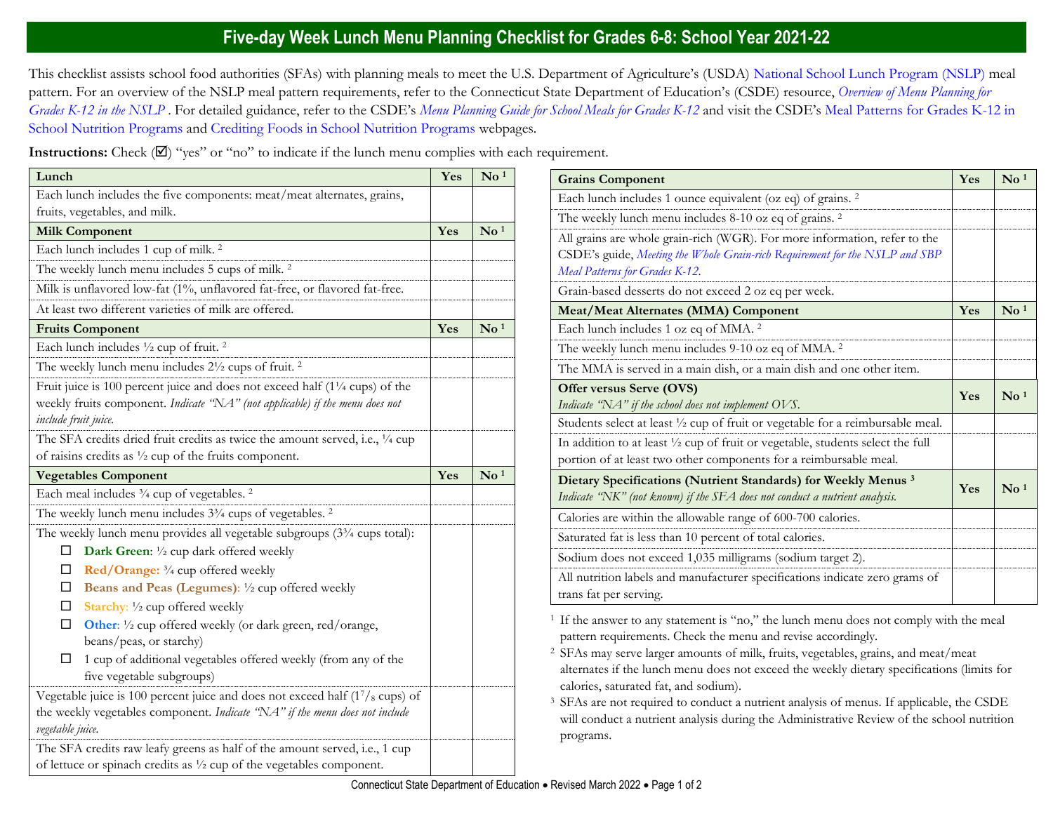# Five-day Week Lunch Menu Planning Checklist for Grades 6-8: School Year 2021-22

This checklist assists school food authorities (SFAs) with planning meals to meet the U.S. Department of Agriculture's (USDA) National School Lunch Program (NSLP) meal pattern. For an overview of the NSLP meal pattern requirements, refer to the Connecticut State Department of Education's (CSDE) resource, *Overview of Menu Planning for Grades K-12 in the NSLP* . For detailed guidance, refer to the CSDE's *Menu Planning Guide for School Meals for Grades K-12* and visit the CSDE's Meal Patterns for Grades K-12 in School Nutrition Programs and Crediting Foods in School Nutrition Programs webpages.

**Instructions:** Check (☑) "yes" or "no" to indicate if the lunch menu complies with each requirement.

| **Lunch** | **Yes** | **No [1]** |
|---|---|---|
| Each lunch includes the five components: meat/meat alternates, grains, fruits, vegetables, and milk. | | |
| **Milk Component** | **Yes** | **No [1]** |
| Each lunch includes 1 cup of milk. [2] | | |
| The weekly lunch menu includes 5 cups of milk. [2] | | |
| Milk is unflavored low-fat (1%, unflavored fat-free, or flavored fat-free. | | |
| At least two different varieties of milk are offered. | | |
| **Fruits Component** | **Yes** | **No [1]** |
| Each lunch includes ½ cup of fruit. [2] | | |
| The weekly lunch menu includes 2½ cups of fruit. [2] | | |
| Fruit juice is 100 percent juice and does not exceed half (1¼ cups) of the weekly fruits component. *Indicate "NA" (not applicable) if the menu does not include fruit juice.* | | |
| The SFA credits dried fruit credits as twice the amount served, i.e., ¼ cup of raisins credits as ½ cup of the fruits component. | | |
| **Vegetables Component** | **Yes** | **No [1]** |
| Each meal includes ¾ cup of vegetables. [2] | | |
| The weekly lunch menu includes 3¾ cups of vegetables. [2] | | |
| The weekly lunch menu provides all vegetable subgroups (3¾ cups total):<br>☐ **Dark Green**: ½ cup dark offered weekly<br>☐ **Red/Orange:** ¾ cup offered weekly<br>☐ **Beans and Peas (Legumes)**: ½ cup offered weekly<br>☐ **Starchy**: ½ cup offered weekly<br>☐ **Other**: ½ cup offered weekly (or dark green, red/orange, beans/peas, or starchy)<br>☐ 1 cup of additional vegetables offered weekly (from any of the five vegetable subgroups) | | |
| Vegetable juice is 100 percent juice and does not exceed half (1⅞ cups) of the weekly vegetables component. *Indicate "NA" if the menu does not include vegetable juice.* | | |
| The SFA credits raw leafy greens as half of the amount served, i.e., 1 cup of lettuce or spinach credits as ½ cup of the vegetables component. | | |

| **Grains Component** | **Yes** | **No [1]** |
|---|---|---|
| Each lunch includes 1 ounce equivalent (oz eq) of grains. [2] | | |
| The weekly lunch menu includes 8-10 oz eq of grains. [2] | | |
| All grains are whole grain-rich (WGR). For more information, refer to the CSDE's guide, *Meeting the Whole Grain-rich Requirement for the NSLP and SBP Meal Patterns for Grades K-12*. | | |
| Grain-based desserts do not exceed 2 oz eq per week. | | |
| **Meat/Meat Alternates (MMA) Component** | **Yes** | **No [1]** |
| Each lunch includes 1 oz eq of MMA. [2] | | |
| The weekly lunch menu includes 9-10 oz eq of MMA. [2] | | |
| The MMA is served in a main dish, or a main dish and one other item. | | |
| **Offer versus Serve (OVS)**<br>*Indicate "NA" if the school does not implement OVS.* | **Yes** | **No [1]** |
| Students select at least ½ cup of fruit or vegetable for a reimbursable meal. | | |
| In addition to at least ½ cup of fruit or vegetable, students select the full portion of at least two other components for a reimbursable meal. | | |
| **Dietary Specifications (Nutrient Standards) for Weekly Menus [3]**<br>*Indicate "NK" (not known) if the SFA does not conduct a nutrient analysis.* | **Yes** | **No [1]** |
| Calories are within the allowable range of 600-700 calories. | | |
| Saturated fat is less than 10 percent of total calories. | | |
| Sodium does not exceed 1,035 milligrams (sodium target 2). | | |
| All nutrition labels and manufacturer specifications indicate zero grams of trans fat per serving. | | |

[1] If the answer to any statement is "no," the lunch menu does not comply with the meal pattern requirements. Check the menu and revise accordingly.

[2] SFAs may serve larger amounts of milk, fruits, vegetables, grains, and meat/meat alternates if the lunch menu does not exceed the weekly dietary specifications (limits for calories, saturated fat, and sodium).

[3] SFAs are not required to conduct a nutrient analysis of menus. If applicable, the CSDE will conduct a nutrient analysis during the Administrative Review of the school nutrition programs.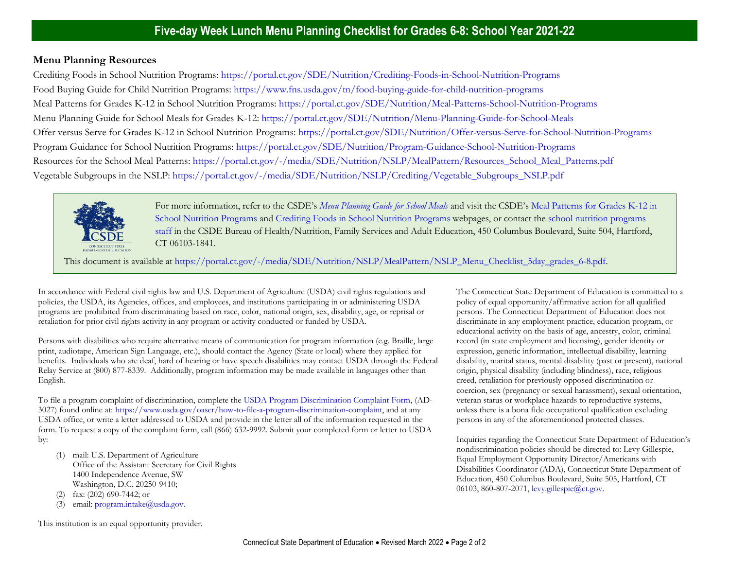# Five-day Week Lunch Menu Planning Checklist for Grades 6-8: School Year 2021-22

## Menu Planning Resources

Crediting Foods in School Nutrition Programs: https://portal.ct.gov/SDE/Nutrition/Crediting-Foods-in-School-Nutrition-Programs

Food Buying Guide for Child Nutrition Programs: https://www.fns.usda.gov/tn/food-buying-guide-for-child-nutrition-programs

Meal Patterns for Grades K-12 in School Nutrition Programs: https://portal.ct.gov/SDE/Nutrition/Meal-Patterns-School-Nutrition-Programs

Menu Planning Guide for School Meals for Grades K-12: https://portal.ct.gov/SDE/Nutrition/Menu-Planning-Guide-for-School-Meals

Offer versus Serve for Grades K-12 in School Nutrition Programs: https://portal.ct.gov/SDE/Nutrition/Offer-versus-Serve-for-School-Nutrition-Programs

Program Guidance for School Nutrition Programs: https://portal.ct.gov/SDE/Nutrition/Program-Guidance-School-Nutrition-Programs

Resources for the School Meal Patterns: https://portal.ct.gov/-/media/SDE/Nutrition/NSLP/MealPattern/Resources_School_Meal_Patterns.pdf

Vegetable Subgroups in the NSLP: https://portal.ct.gov/-/media/SDE/Nutrition/NSLP/Crediting/Vegetable_Subgroups_NSLP.pdf

For more information, refer to the CSDE's *Menu Planning Guide for School Meals* and visit the CSDE's Meal Patterns for Grades K-12 in School Nutrition Programs and Crediting Foods in School Nutrition Programs webpages, or contact the school nutrition programs staff in the CSDE Bureau of Health/Nutrition, Family Services and Adult Education, 450 Columbus Boulevard, Suite 504, Hartford, CT 06103-1841.

This document is available at https://portal.ct.gov/-/media/SDE/Nutrition/NSLP/MealPattern/NSLP_Menu_Checklist_5day_grades_6-8.pdf.

In accordance with Federal civil rights law and U.S. Department of Agriculture (USDA) civil rights regulations and policies, the USDA, its Agencies, offices, and employees, and institutions participating in or administering USDA programs are prohibited from discriminating based on race, color, national origin, sex, disability, age, or reprisal or retaliation for prior civil rights activity in any program or activity conducted or funded by USDA.

Persons with disabilities who require alternative means of communication for program information (e.g. Braille, large print, audiotape, American Sign Language, etc.), should contact the Agency (State or local) where they applied for benefits. Individuals who are deaf, hard of hearing or have speech disabilities may contact USDA through the Federal Relay Service at (800) 877-8339. Additionally, program information may be made available in languages other than English.

To file a program complaint of discrimination, complete the USDA Program Discrimination Complaint Form, (AD-3027) found online at: https://www.usda.gov/oascr/how-to-file-a-program-discrimination-complaint, and at any USDA office, or write a letter addressed to USDA and provide in the letter all of the information requested in the form. To request a copy of the complaint form, call (866) 632-9992. Submit your completed form or letter to USDA by:

(1) mail: U.S. Department of Agriculture
Office of the Assistant Secretary for Civil Rights
1400 Independence Avenue, SW
Washington, D.C. 20250-9410;
(2) fax: (202) 690-7442; or
(3) email: program.intake@usda.gov.

This institution is an equal opportunity provider.

The Connecticut State Department of Education is committed to a policy of equal opportunity/affirmative action for all qualified persons. The Connecticut Department of Education does not discriminate in any employment practice, education program, or educational activity on the basis of age, ancestry, color, criminal record (in state employment and licensing), gender identity or expression, genetic information, intellectual disability, learning disability, marital status, mental disability (past or present), national origin, physical disability (including blindness), race, religious creed, retaliation for previously opposed discrimination or coercion, sex (pregnancy or sexual harassment), sexual orientation, veteran status or workplace hazards to reproductive systems, unless there is a bona fide occupational qualification excluding persons in any of the aforementioned protected classes.

Inquiries regarding the Connecticut State Department of Education's nondiscrimination policies should be directed to: Levy Gillespie, Equal Employment Opportunity Director/Americans with Disabilities Coordinator (ADA), Connecticut State Department of Education, 450 Columbus Boulevard, Suite 505, Hartford, CT 06103, 860-807-2071, levy.gillespie@ct.gov.